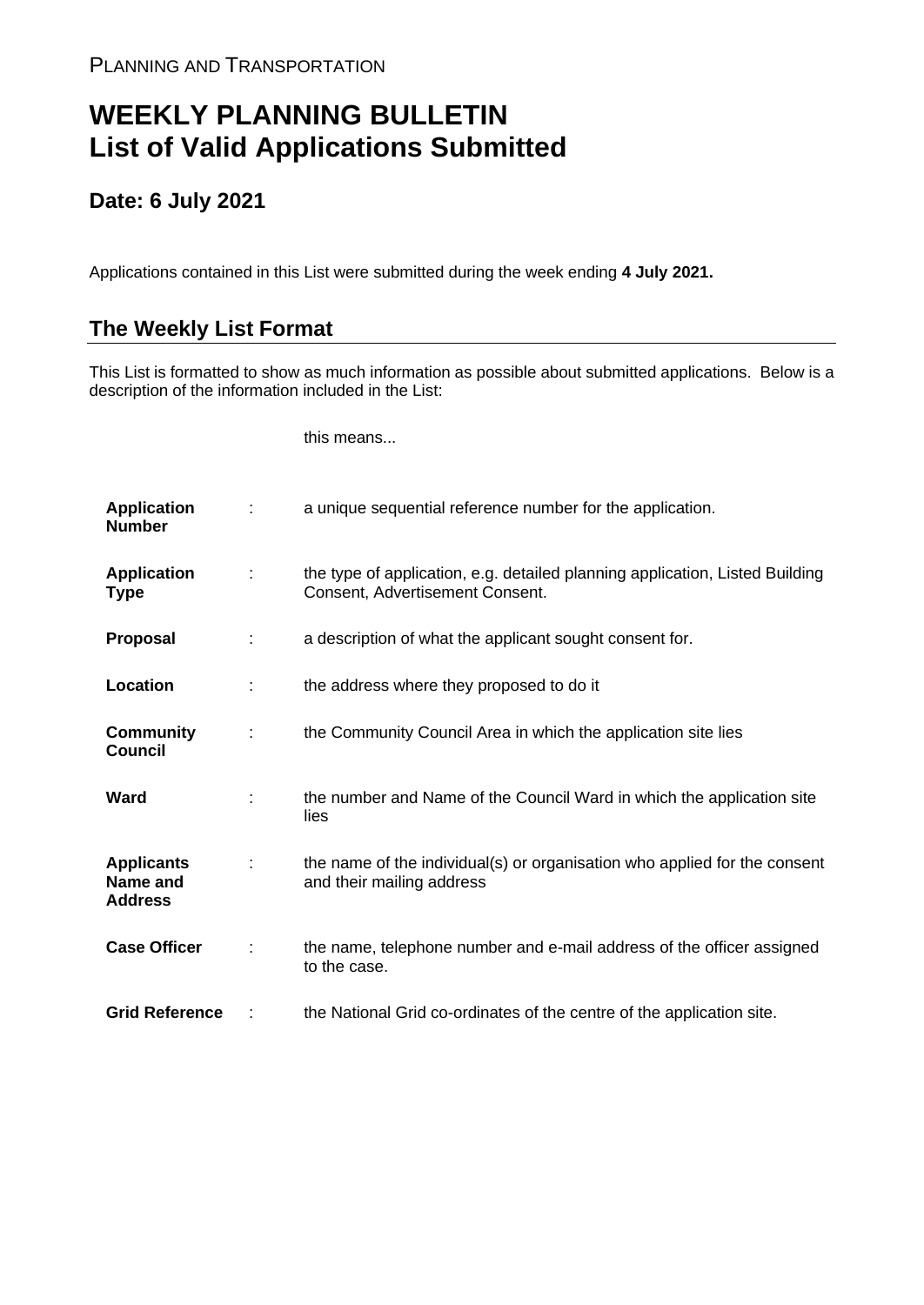PLANNING AND TRANSPORTATION

# WEEKLY PLANNING BULLETIN
# List of Valid Applications Submitted

## Date: 6 July 2021

Applications contained in this List were submitted during the week ending **4 July 2021.**

## The Weekly List Format

This List is formatted to show as much information as possible about submitted applications. Below is a description of the information included in the List:

| | | this means... |
|---|---|---|
| **Application Number** | : | a unique sequential reference number for the application. |
| **Application Type** | : | the type of application, e.g. detailed planning application, Listed Building Consent, Advertisement Consent. |
| **Proposal** | : | a description of what the applicant sought consent for. |
| **Location** | : | the address where they proposed to do it |
| **Community Council** | : | the Community Council Area in which the application site lies |
| **Ward** | : | the number and Name of the Council Ward in which the application site lies |
| **Applicants Name and Address** | : | the name of the individual(s) or organisation who applied for the consent and their mailing address |
| **Case Officer** | : | the name, telephone number and e-mail address of the officer assigned to the case. |
| **Grid Reference** | : | the National Grid co-ordinates of the centre of the application site. |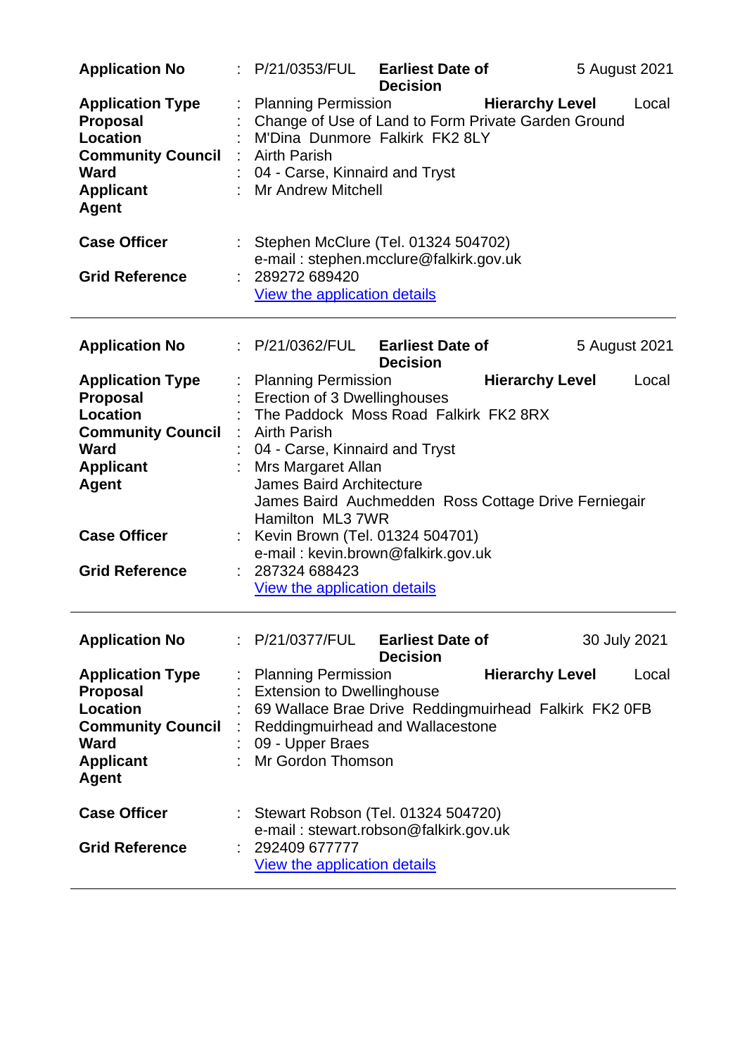| | | | | |
|---|---|---|---|---|
| **Application No** | : P/21/0353/FUL | **Earliest Date of Decision** | | 5 August 2021 |
| **Application Type** | : Planning Permission | | **Hierarchy Level** | Local |
| **Proposal** | : Change of Use of Land to Form Private Garden Ground | | | |
| **Location** | : M'Dina Dunmore Falkirk FK2 8LY | | | |
| **Community Council** | : Airth Parish | | | |
| **Ward** | : 04 - Carse, Kinnaird and Tryst | | | |
| **Applicant** | : Mr Andrew Mitchell | | | |
| **Agent** | | | | |
| **Case Officer** | : Stephen McClure (Tel. 01324 504702)<br>e-mail : stephen.mcclure@falkirk.gov.uk | | | |
| **Grid Reference** | : 289272 689420<br>View the application details | | | |

---

| | | | | |
|---|---|---|---|---|
| **Application No** | : P/21/0362/FUL | **Earliest Date of Decision** | | 5 August 2021 |
| **Application Type** | : Planning Permission | | **Hierarchy Level** | Local |
| **Proposal** | : Erection of 3 Dwellinghouses | | | |
| **Location** | : The Paddock Moss Road Falkirk FK2 8RX | | | |
| **Community Council** | : Airth Parish | | | |
| **Ward** | : 04 - Carse, Kinnaird and Tryst | | | |
| **Applicant** | : Mrs Margaret Allan | | | |
| **Agent** | James Baird Architecture<br>James Baird Auchmedden Ross Cottage Drive Ferniegair Hamilton ML3 7WR | | | |
| **Case Officer** | : Kevin Brown (Tel. 01324 504701)<br>e-mail : kevin.brown@falkirk.gov.uk | | | |
| **Grid Reference** | : 287324 688423<br>View the application details | | | |

---

| | | | | |
|---|---|---|---|---|
| **Application No** | : P/21/0377/FUL | **Earliest Date of Decision** | | 30 July 2021 |
| **Application Type** | : Planning Permission | | **Hierarchy Level** | Local |
| **Proposal** | : Extension to Dwellinghouse | | | |
| **Location** | : 69 Wallace Brae Drive Reddingmuirhead Falkirk FK2 0FB | | | |
| **Community Council** | : Reddingmuirhead and Wallacestone | | | |
| **Ward** | : 09 - Upper Braes | | | |
| **Applicant** | : Mr Gordon Thomson | | | |
| **Agent** | | | | |
| **Case Officer** | : Stewart Robson (Tel. 01324 504720)<br>e-mail : stewart.robson@falkirk.gov.uk | | | |
| **Grid Reference** | : 292409 677777<br>View the application details | | | |

---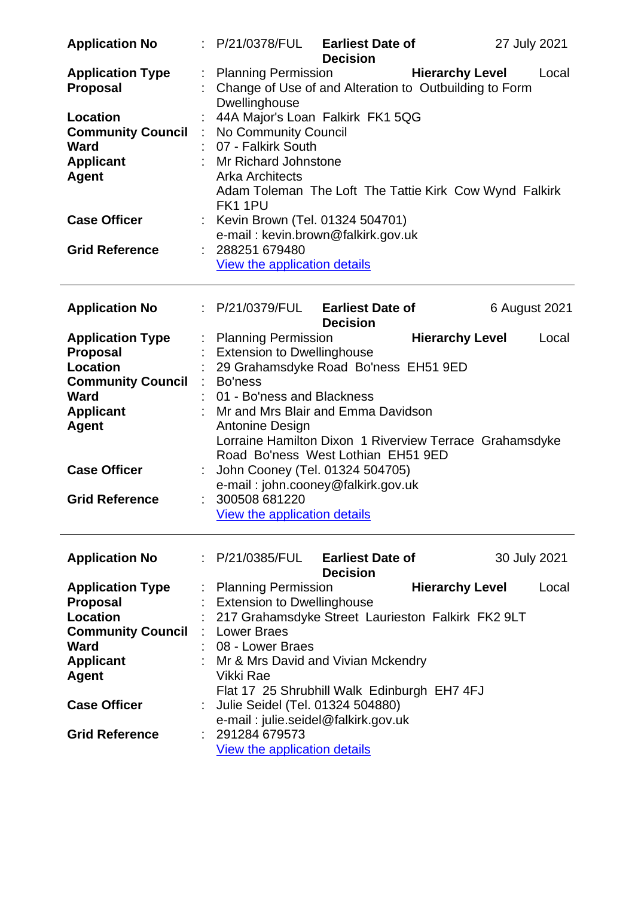| | | | | |
|---|---|---|---|---|
| **Application No** | : P/21/0378/FUL | **Earliest Date of Decision** | | 27 July 2021 |
| **Application Type** | : Planning Permission | | **Hierarchy Level** | Local |
| **Proposal** | : Change of Use of and Alteration to Outbuilding to Form Dwellinghouse | | | |
| **Location** | : 44A Major's Loan Falkirk FK1 5QG | | | |
| **Community Council** | : No Community Council | | | |
| **Ward** | : 07 - Falkirk South | | | |
| **Applicant** | : Mr Richard Johnstone | | | |
| **Agent** | Arka Architects<br>Adam Toleman The Loft The Tattie Kirk Cow Wynd Falkirk FK1 1PU | | | |
| **Case Officer** | : Kevin Brown (Tel. 01324 504701)<br>e-mail : kevin.brown@falkirk.gov.uk | | | |
| **Grid Reference** | : 288251 679480<br>View the application details | | | |

---

| | | | | |
|---|---|---|---|---|
| **Application No** | : P/21/0379/FUL | **Earliest Date of Decision** | | 6 August 2021 |
| **Application Type** | : Planning Permission | | **Hierarchy Level** | Local |
| **Proposal** | : Extension to Dwellinghouse | | | |
| **Location** | : 29 Grahamsdyke Road Bo'ness EH51 9ED | | | |
| **Community Council** | : Bo'ness | | | |
| **Ward** | : 01 - Bo'ness and Blackness | | | |
| **Applicant** | : Mr and Mrs Blair and Emma Davidson | | | |
| **Agent** | Antonine Design<br>Lorraine Hamilton Dixon 1 Riverview Terrace Grahamsdyke Road Bo'ness West Lothian EH51 9ED | | | |
| **Case Officer** | : John Cooney (Tel. 01324 504705)<br>e-mail : john.cooney@falkirk.gov.uk | | | |
| **Grid Reference** | : 300508 681220<br>View the application details | | | |

---

| | | | | |
|---|---|---|---|---|
| **Application No** | : P/21/0385/FUL | **Earliest Date of Decision** | | 30 July 2021 |
| **Application Type** | : Planning Permission | | **Hierarchy Level** | Local |
| **Proposal** | : Extension to Dwellinghouse | | | |
| **Location** | : 217 Grahamsdyke Street Laurieston Falkirk FK2 9LT | | | |
| **Community Council** | : Lower Braes | | | |
| **Ward** | : 08 - Lower Braes | | | |
| **Applicant** | : Mr & Mrs David and Vivian Mckendry | | | |
| **Agent** | Vikki Rae<br>Flat 17 25 Shrubhill Walk Edinburgh EH7 4FJ | | | |
| **Case Officer** | : Julie Seidel (Tel. 01324 504880)<br>e-mail : julie.seidel@falkirk.gov.uk | | | |
| **Grid Reference** | : 291284 679573<br>View the application details | | | |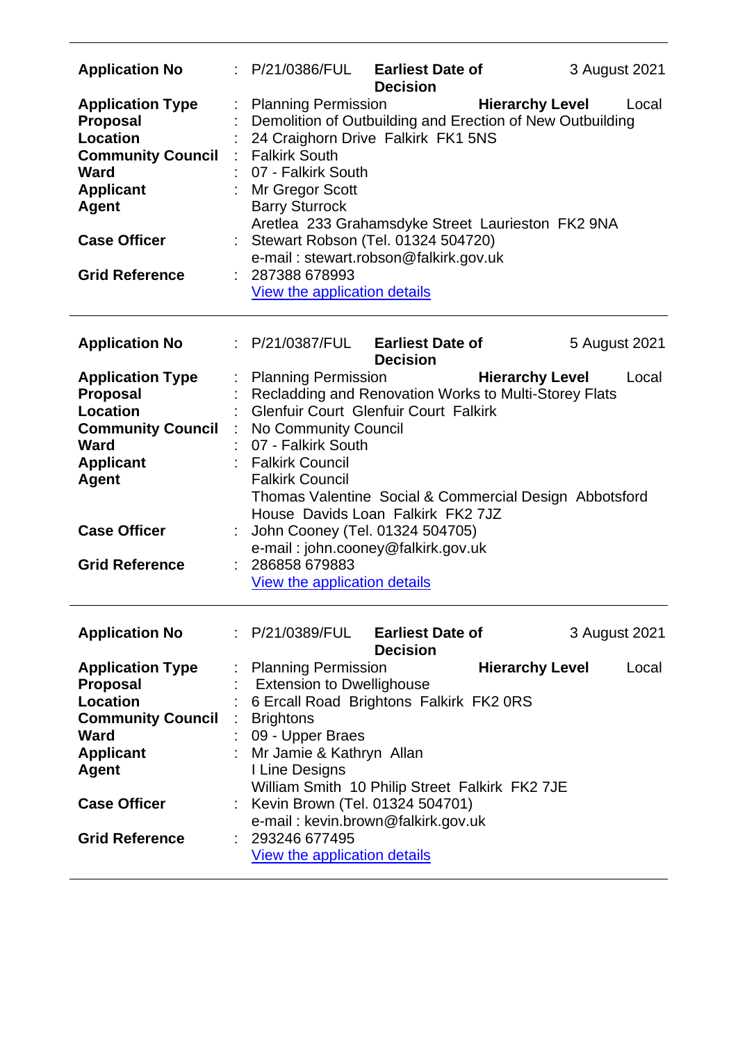| | | | | |
|---|---|---|---|---|
| **Application No** | : P/21/0386/FUL | **Earliest Date of Decision** | | 3 August 2021 |
| **Application Type** | : Planning Permission | | **Hierarchy Level** | Local |
| **Proposal** | : Demolition of Outbuilding and Erection of New Outbuilding | | | |
| **Location** | : 24 Craighorn Drive Falkirk FK1 5NS | | | |
| **Community Council** | : Falkirk South | | | |
| **Ward** | : 07 - Falkirk South | | | |
| **Applicant** | : Mr Gregor Scott | | | |
| **Agent** | Barry Sturrock<br>Aretlea 233 Grahamsdyke Street Laurieston FK2 9NA | | | |
| **Case Officer** | : Stewart Robson (Tel. 01324 504720)<br>e-mail : stewart.robson@falkirk.gov.uk | | | |
| **Grid Reference** | : 287388 678993<br>View the application details | | | |

| | | | | |
|---|---|---|---|---|
| **Application No** | : P/21/0387/FUL | **Earliest Date of Decision** | | 5 August 2021 |
| **Application Type** | : Planning Permission | | **Hierarchy Level** | Local |
| **Proposal** | : Recladding and Renovation Works to Multi-Storey Flats | | | |
| **Location** | : Glenfuir Court Glenfuir Court Falkirk | | | |
| **Community Council** | : No Community Council | | | |
| **Ward** | : 07 - Falkirk South | | | |
| **Applicant** | : Falkirk Council | | | |
| **Agent** | Falkirk Council<br>Thomas Valentine Social & Commercial Design Abbotsford House Davids Loan Falkirk FK2 7JZ | | | |
| **Case Officer** | : John Cooney (Tel. 01324 504705)<br>e-mail : john.cooney@falkirk.gov.uk | | | |
| **Grid Reference** | : 286858 679883<br>View the application details | | | |

| | | | | |
|---|---|---|---|---|
| **Application No** | : P/21/0389/FUL | **Earliest Date of Decision** | | 3 August 2021 |
| **Application Type** | : Planning Permission | | **Hierarchy Level** | Local |
| **Proposal** | : Extension to Dwellinghouse | | | |
| **Location** | : 6 Ercall Road Brightons Falkirk FK2 0RS | | | |
| **Community Council** | : Brightons | | | |
| **Ward** | : 09 - Upper Braes | | | |
| **Applicant** | : Mr Jamie & Kathryn Allan | | | |
| **Agent** | I Line Designs<br>William Smith 10 Philip Street Falkirk FK2 7JE | | | |
| **Case Officer** | : Kevin Brown (Tel. 01324 504701)<br>e-mail : kevin.brown@falkirk.gov.uk | | | |
| **Grid Reference** | : 293246 677495<br>View the application details | | | |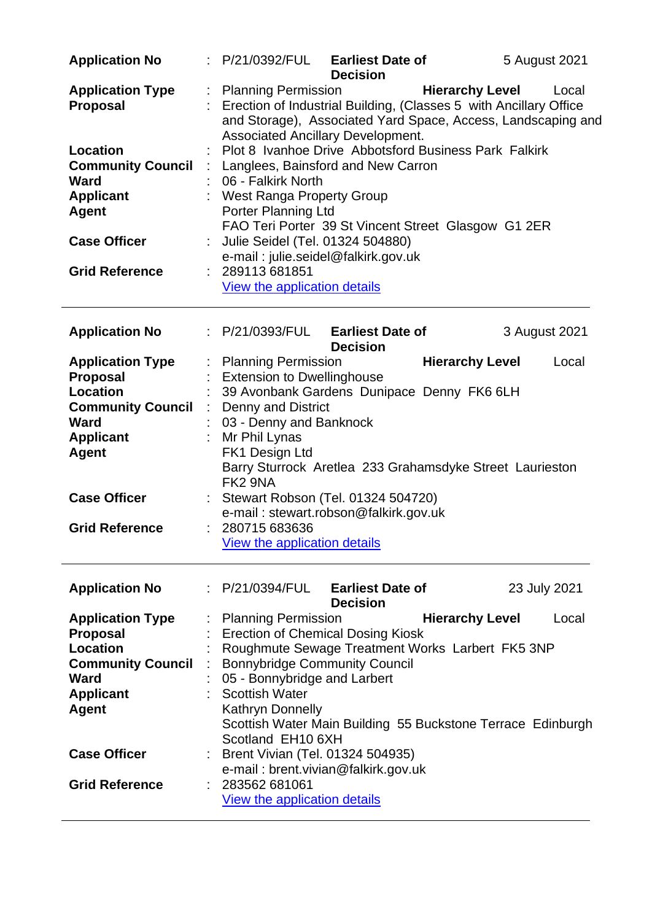| | | | | |
|---|---|---|---|---|
| **Application No** | : P/21/0392/FUL | **Earliest Date of Decision** | | 5 August 2021 |
| **Application Type** | : Planning Permission | | **Hierarchy Level** | Local |
| **Proposal** | : Erection of Industrial Building, (Classes 5 with Ancillary Office and Storage), Associated Yard Space, Access, Landscaping and Associated Ancillary Development. | | | |
| **Location** | : Plot 8 Ivanhoe Drive Abbotsford Business Park Falkirk | | | |
| **Community Council** | : Langlees, Bainsford and New Carron | | | |
| **Ward** | : 06 - Falkirk North | | | |
| **Applicant** | : West Ranga Property Group | | | |
| **Agent** | Porter Planning Ltd<br>FAO Teri Porter 39 St Vincent Street Glasgow G1 2ER | | | |
| **Case Officer** | : Julie Seidel (Tel. 01324 504880)<br>e-mail : julie.seidel@falkirk.gov.uk | | | |
| **Grid Reference** | : 289113 681851<br>View the application details | | | |

---

| | | | | |
|---|---|---|---|---|
| **Application No** | : P/21/0393/FUL | **Earliest Date of Decision** | | 3 August 2021 |
| **Application Type** | : Planning Permission | | **Hierarchy Level** | Local |
| **Proposal** | : Extension to Dwellinghouse | | | |
| **Location** | : 39 Avonbank Gardens Dunipace Denny FK6 6LH | | | |
| **Community Council** | : Denny and District | | | |
| **Ward** | : 03 - Denny and Banknock | | | |
| **Applicant** | : Mr Phil Lynas | | | |
| **Agent** | FK1 Design Ltd<br>Barry Sturrock Aretlea 233 Grahamsdyke Street Laurieston FK2 9NA | | | |
| **Case Officer** | : Stewart Robson (Tel. 01324 504720)<br>e-mail : stewart.robson@falkirk.gov.uk | | | |
| **Grid Reference** | : 280715 683636<br>View the application details | | | |

---

| | | | | |
|---|---|---|---|---|
| **Application No** | : P/21/0394/FUL | **Earliest Date of Decision** | | 23 July 2021 |
| **Application Type** | : Planning Permission | | **Hierarchy Level** | Local |
| **Proposal** | : Erection of Chemical Dosing Kiosk | | | |
| **Location** | : Roughmute Sewage Treatment Works Larbert FK5 3NP | | | |
| **Community Council** | : Bonnybridge Community Council | | | |
| **Ward** | : 05 - Bonnybridge and Larbert | | | |
| **Applicant** | : Scottish Water | | | |
| **Agent** | Kathryn Donnelly<br>Scottish Water Main Building 55 Buckstone Terrace Edinburgh Scotland EH10 6XH | | | |
| **Case Officer** | : Brent Vivian (Tel. 01324 504935)<br>e-mail : brent.vivian@falkirk.gov.uk | | | |
| **Grid Reference** | : 283562 681061<br>View the application details | | | |